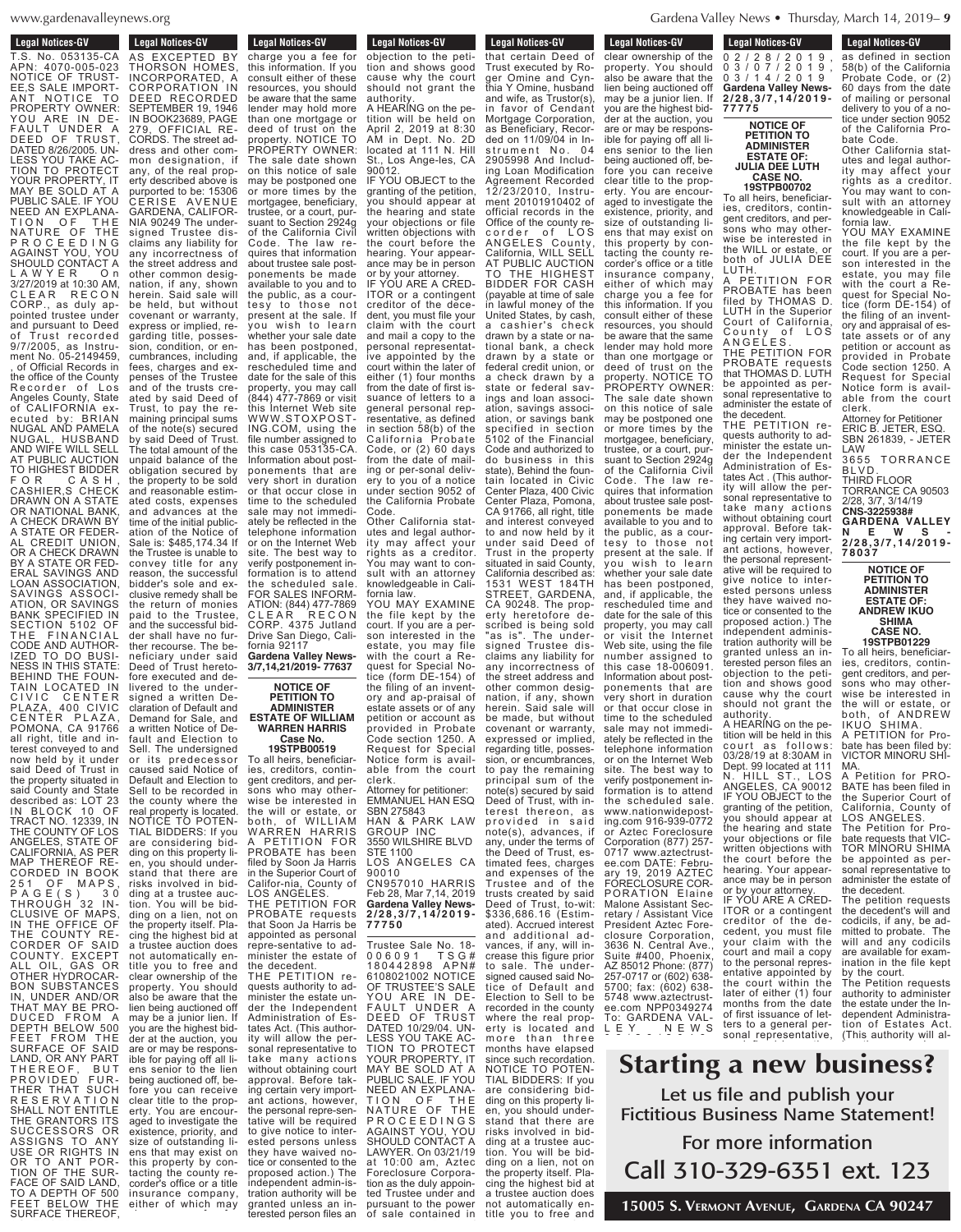**Legal Notices-GV**

T.S. No. 053135-CA APN: 4070-005-023 NOTICE OF TRUSTEE,S SALE IMPORTANT NOTICE TO PROPERTY OWNER: YOU ARE IN DEFAULT UNDER A DEED OF TRUST, DATED 8/26/2005. UNLESS YOU TAKE ACTION TO PROTECT YOUR PROPERTY, IT MAY BE SOLD AT A PUBLIC SALE. IF YOU NEED AN EXPLANATION OF THE NATURE OF THE PROCEEDING AGAINST YOU, YOU SHOULD CONTACT A LAWYER On 3/27/2019 at 10:30 AM, CLEAR RECON CORP., as duly appointed trustee under and pursuant to Deed of Trust recorded 9/7/2005, as Instrument No. 05-2149459, of Official Records in the office of the County Recorder of Los Angeles County, State of CALIFORNIA executed by: BRIAN NUGAL AND PAMELA NUGAL, HUSBAND AND WIFE WILL SELL AT PUBLIC AUCTION TO HIGHEST BIDDER FOR CASH, CASHIER,S CHECK DRAWN ON A STATE OR NATIONAL BANK, A CHECK DRAWN BY A STATE OR FEDERAL CREDIT UNION, OR A CHECK DRAWN BY A STATE OR FEDERAL SAVINGS AND LOAN ASSOCIATION, SAVINGS ASSOCIATION, OR SAVINGS BANK SPECIFIED IN SECTION 5102 OF THE FINANCIAL CODE AND AUTHORIZED TO DO BUSINESS IN THIS STATE: BEHIND THE FOUNTAIN LOCATED IN CIVIC CENTER PLAZA, 400 CIVIC CENTER PLAZA, POMONA, CA 91766 all right, title and interest conveyed to and now held by it under said Deed of Trust in the property situated in said County and State described as: LOT 23 IN BLOCK 10 OF TRACT NO. 12339, IN THE COUNTY OF LOS ANGELES, STATE OF CALIFORNIA, AS PER MAP THEREOF RECORDED IN BOOK 251 OF MAPS, PAGE(S) 30 THROUGH 32 INCLUSIVE OF MAPS, IN THE OFFICE OF THE COUNTY RECORDER OF SAID COUNTY. EXCEPT ALL OIL, GAS OR OTHER HYDROCARBON SUBSTANCES IN, UNDER AND/OR THAT MAY BE PRODUCED FROM A DEPTH BELOW 500 FEET FROM THE SURFACE OF SAID LAND, OR ANY PART THEREOF, BUT PROVIDED FURTHER THAT SUCH RESERVATION SHALL NOT ENTITLE THE GRANTORS ITS SUCCESSORS OR ASSIGNS TO ANY USE OR RIGHTS IN OR TO ANY PORTION OF THE SURFACE OF SAID LAND, TO A DEPTH OF 500 FEET BELOW THE SURFACE THEREOF, AS EXCEPTED BY THORSON HOMES, INCORPORATED, A CORPORATION IN DEED RECORDED SEPTEMBER 19, 1946 IN BOOK23689, PAGE 279, OFFICIAL RECORDS. The street address and other common designation, if any, of the real property described above is purported to be: 15306 CERISE AVENUE GARDENA, CALIFORNIA 90249 The undersigned Trustee disclaims any liability for any incorrectness of the street address and other common designation, if any, shown herein. Said sale will be held, but without covenant or warranty, express or implied, regarding title, possession, condition, or encumbrances, including fees, charges and expenses of the Trustee and of the trusts created by said Deed of Trust, to pay the remaining principal sums of the note(s) secured by said Deed of Trust. The total amount of the unpaid balance of the obligation secured by the property to be sold and reasonable estimated costs, expenses and advances at the time of the initial publication of the Notice of Sale is: $485,174.34 If the Trustee is unable to convey title for any reason, the successful bidder's sole and exclusive remedy shall be the return of monies paid to the Trustee, and the successful bidder shall have no further recourse. The beneficiary under said Deed of Trust heretofore executed and delivered to the undersigned a written Declaration of Default and Demand for Sale, and a written Notice of Default and Election to Sell. The undersigned or its predecessor caused said Notice of Default and Election to Sell to be recorded in the county where the real property is located. NOTICE TO POTENTIAL BIDDERS: If you are considering bidding on this property lien, you should understand that there are risks involved in bidding at a trustee auction. You will be bidding on a lien, not on the property itself. Placing the highest bid at a trustee auction does not automatically entitle you to free and clear ownership of the property. You should also be aware that the lien being auctioned off may be a junior lien. If you are the highest bidder at the auction, you are or may be responsible for paying off all liens senior to the lien being auctioned off, before you can receive clear title to the property. You are encouraged to investigate the existence, priority, and size of outstanding liens that may exist on this property by contacting the county recorder's office or a title insurance company, either of which may charge you a fee for this information. If you consult either of these resources, you should be aware that the same lender may hold more than one mortgage or deed of trust on the property. NOTICE TO PROPERTY OWNER: The sale date shown on this notice of sale may be postponed one or more times by the mortgagee, beneficiary, trustee, or a court, pursuant to Section 2924g of the California Civil Code. The law requires that information about trustee sale postponements be made available to you and to the public, as a courtesy to those not present at the sale. If you wish to learn whether your sale date has been postponed, and, if applicable, the rescheduled time and date for the sale of this property, you may call (844) 477-7869 or visit this Internet Web site WWW.STOXPOSTING.COM, using the file number assigned to this case 053135-CA. Information about postponements that are very short in duration or that occur close in time to the scheduled sale may not immediately be reflected in the telephone information or on the Internet Web site. The best way to verify postponement information is to attend the scheduled sale. FOR SALES INFORMATION: (844) 477-7869 CLEAR RECON CORP. 4375 Jutland Drive San Diego, California 92117

**Gardena Valley News-3/7,14,21/2019- 77637**

**NOTICE OF PETITION TO ADMINISTER ESTATE OF WILLIAM WARREN HARRIS Case No. 19STPB00519**

To all heirs, beneficiaries, creditors, contingent creditors, and persons who may otherwise be interested in the will or estate, or both, of WILLIAM WARREN HARRIS

A PETITION FOR PROBATE has been filed by Soon Ja Harris in the Superior Court of California, County of LOS ANGELES.

THE PETITION FOR PROBATE requests that Soon Ja Harris be appointed as personal representative to administer the estate of the decedent.

THE PETITION requests authority to administer the estate under the Independent Administration of Estates Act. (This authority will allow the personal representative to take many actions without obtaining court approval. Before taking certain very important actions, however, the personal representative will be required to give notice to interested persons unless they have waived notice or consented to the proposed action.) The independent administration authority will be granted unless an interested person files an objection to the petition and shows good cause why the court should not grant the authority.

A HEARING on the petition will be held on April 2, 2019 at 8:30 AM in Dept. No. 2D located at 111 N. Hill St., Los Angeles, CA 90012.

IF YOU OBJECT to the granting of the petition, you should appear at the hearing and state your objections or file written objections with the court before the hearing. Your appearance may be in person or by your attorney.

IF YOU ARE A CREDITOR or a contingent creditor of the decedent, you must file your claim with the court and mail a copy to the personal representative appointed by the court within the later of either (1) four months from the date of first issuance of letters to a general personal representative, as defined in section 58(b) of the California Probate Code, or (2) 60 days from the date of mailing or personal delivery to you of a notice under section 9052 of the California Probate Code.

Other California statutes and legal authority may affect your rights as a creditor. You may want to consult with an attorney knowledgeable in California law.

YOU MAY EXAMINE the file kept by the court. If you are a person interested in the estate, you may file with the court a Request for Special Notice (form DE-154) of the filing of an inventory and appraisal of estate assets or of any petition or account as provided in Probate Code section 1250. A Request for Special Notice form is available from the court clerk.

Attorney for petitioner:
EMMANUEL HAN ESQ
SBN 275843
HAN & PARK LAW GROUP INC
3550 WILSHIRE BLVD STE 1100
LOS ANGELES CA 90010
CN957010 HARRIS Feb 28, Mar 7,14, 2019

**Gardena Valley News-2/28,3/7,14/2019-77750**

Trustee Sale No. 18-006091 TSG# 180442898 APN# 6108021002 NOTICE OF TRUSTEE'S SALE YOU ARE IN DEFAULT UNDER A DEED OF TRUST DATED 10/29/04. UNLESS YOU TAKE ACTION TO PROTECT YOUR PROPERTY, IT MAY BE SOLD AT A PUBLIC SALE. IF YOU NEED AN EXPLANATION OF THE NATURE OF THE PROCEEDINGS AGAINST YOU, YOU SHOULD CONTACT A LAWYER. On 03/21/19 at 10:00 am, Aztec Foreclosure Corporation as the duly appointed Trustee under and pursuant to the power of sale contained in that certain Deed of Trust executed by Rodger Omine and Cynthia Y Omine, husband and wife, as Trustor(s), in favor of Cendant Mortgage Corporation, as Beneficiary, Recorded on 11/09/04 in Instrument No. 04 2905998 And Including Loan Modification Agreement Recorded 12/23/2010, Instrument 20101910402 of official records in the Office of the county recorder of LOS ANGELES County, California; WILL SELL AT PUBLIC AUCTION TO THE HIGHEST BIDDER FOR CASH (payable at time of sale in lawful money of the United States, by cash, a cashier's check drawn by a state or national bank, a check drawn by a state or federal credit union, or a check drawn by a state or federal savings and loan association, savings association, or savings bank specified in section 5102 of the Financial Code and authorized to do business in this state), Behind the fountain located in Civic Center Plaza, 400 Civic Center Plaza, Pomona, CA 91766, all right, title and interest conveyed to and now held by it under said Deed of Trust in the property situated in said County, California described as: 1531 WEST 184TH STREET, GARDENA, CA 90248. The property heretofore described is being sold "as is". The undersigned Trustee disclaims any liability for any incorrectness of the street address and other common designation, if any, shown herein. Said sale will be made, but without covenant or warranty, expressed or implied, regarding title, possession, or encumbrances, to pay the remaining principal sum of the note(s) secured by said Deed of Trust, with interest thereon, as provided in said note(s), advances, if any, under the terms of the Deed of Trust, estimated fees, charges and expenses of the Trustee and of the trusts created by said Deed of Trust, to-wit: $336,686.16 (Estimated). Accrued interest and additional advances, if any, will increase this figure prior to sale. The undersigned caused said Notice of Default and Election to Sell to be recorded in the county where the real property is located and more than three months have elapsed since such recordation. NOTICE TO POTENTIAL BIDDERS: If you are considering bidding on this property lien, you should understand that there are risks involved in bidding at a trustee auction. You will be bidding on a lien, not on the property itself. Placing the highest bid at a trustee auction does not automatically entitle you to free and clear ownership of the property. You should also be aware that the lien being auctioned off may be a junior lien. If you are the highest bidder at the auction, you are or may be responsible for paying off all liens senior to the lien being auctioned off, before you can receive clear title to the property. You are encouraged to investigate the existence, priority, and size of outstanding liens that may exist on this property by contacting the county recorder's office or a title insurance company, either of which may charge you a fee for this information. If you consult either of these resources, you should be aware that the same lender may hold more than one mortgage or deed of trust on the property. NOTICE TO PROPERTY OWNER: The sale date shown on this notice of sale may be postponed one or more times by the mortgagee, beneficiary, trustee, or a court, pursuant to Section 2924g of the California Civil Code. The law requires that information about trustee sale postponements be made available to you and to the public, as a courtesy to those not present at the sale. If you wish to learn whether your sale date has been postponed, and, if applicable, the rescheduled time and date for the sale of this property, you may call or visit the Internet Web site, using the file number assigned to this case 18-006091. Information about postponements that are very short in duration or that occur close in time to the scheduled sale may not immediately be reflected in the telephone information or on the Internet Web site. The best way to verify postponement information is to attend the scheduled sale. www.nationwideposting.com 916-939-0772 or Aztec Foreclosure Corporation (877) 257-0717 www.aztectrustee.com DATE: February 19, 2019 AZTEC FORECLOSURE CORPORATION Elaine Malone Assistant Secretary / Assistant Vice President Aztec Foreclosure Corporation, 3636 N. Central Ave., Suite #400, Phoenix, AZ 85012 Phone: (877) 257-0717 or (602) 638-5700; fax: (602) 638-5748 www.aztectrustee.com NPP0349274 To: GARDENA VALLEY NEWS 02/28/2019, 03/07/2019, 03/14/2019

**Gardena Valley News-2/28,3/7,14/2019-77775**

**NOTICE OF PETITION TO ADMINISTER ESTATE OF: JULIA DEE LUTH CASE NO. 19STPB00702**

To all heirs, beneficiaries, creditors, contingent creditors, and persons who may otherwise be interested in the WILL or estate, or both of JULIA DEE LUTH.

A PETITION FOR PROBATE has been filed by THOMAS D. LUTH in the Superior Court of California, County of LOS ANGELES.

THE PETITION FOR PROBATE requests that THOMAS D. LUTH be appointed as personal representative to administer the estate of the decedent.

THE PETITION requests authority to administer the estate under the Independent Administration of Estates Act . (This authority will allow the personal representative to take many actions without obtaining court approval. Before taking certain very important actions, however, the personal representative will be required to give notice to interested persons unless they have waived notice or consented to the proposed action.) The independent administration authority will be granted unless an interested person files an objection to the petition and shows good cause why the court should not grant the authority.

A HEARING on the petition will be held in this court as follows: 03/28/19 at 8:30AM in Dept. 99 located at 111 N. HILL ST., LOS ANGELES, CA 90012

IF YOU OBJECT to the granting of the petition, you should appear at the hearing and state your objections or file written objections with the court before the hearing. Your appearance may be in person or by your attorney.

IF YOU ARE A CREDITOR or a contingent creditor of the decedent, you must file your claim with the court and mail a copy to the personal representative appointed by the court within the later of either (1) four months from the date of first issuance of letters to a general personal representative, as defined in section 58(b) of the California Probate Code, or (2) 60 days from the date of mailing or personal delivery to you of a notice under section 9052 of the California Probate Code.

Other California statutes and legal authority may affect your rights as a creditor. You may want to consult with an attorney knowledgeable in California law.

YOU MAY EXAMINE the file kept by the court. If you are a person interested in the estate, you may file with the court a Request for Special Notice (form DE-154) of the filing of an inventory and appraisal of estate assets or of any petition or account as provided in Probate Code section 1250. A Request for Special Notice form is available from the court clerk.

Attorney for Petitioner
ERIC B. JETER, ESQ.
SBN 261839, - JETER LAW
3655 TORRANCE BLVD.
THIRD FLOOR
TORRANCE CA 90503
2/28, 3/7, 3/14/19
CNS-3225938#

**GARDENA VALLEY NEWS-2/28,3/7,14/2019-78037**

**NOTICE OF PETITION TO ADMINISTER ESTATE OF: ANDREW IKUO SHIMA CASE NO. 19STPB01229**

To all heirs, beneficiaries, creditors, contingent creditors, and persons who may otherwise be interested in the will or estate, or both, of ANDREW IKUO SHIMA.

A PETITION for Probate has been filed by: VICTOR MINORU SHIMA.

A Petition for PROBATE has been filed in the Superior Court of California, County of LOS ANGELES.

The Petition for Probate requests that VICTOR MINORU SHIMA be appointed as personal representative to administer the estate of the decedent.

The petition requests the decedent's will and codicils, if any, be admitted to probate. The will and any codicils are available for examination in the file kept by the court.

The Petition requests authority to administer the estate under the Independent Administration of Estates Act. (This authority will al-

## Starting a new business?

**Let us file and publish your Fictitious Business Name Statement!**

**For more information**

**Call 310-329-6351 ext. 123**

**15005 S. Vermont Avenue, Gardena CA 90247**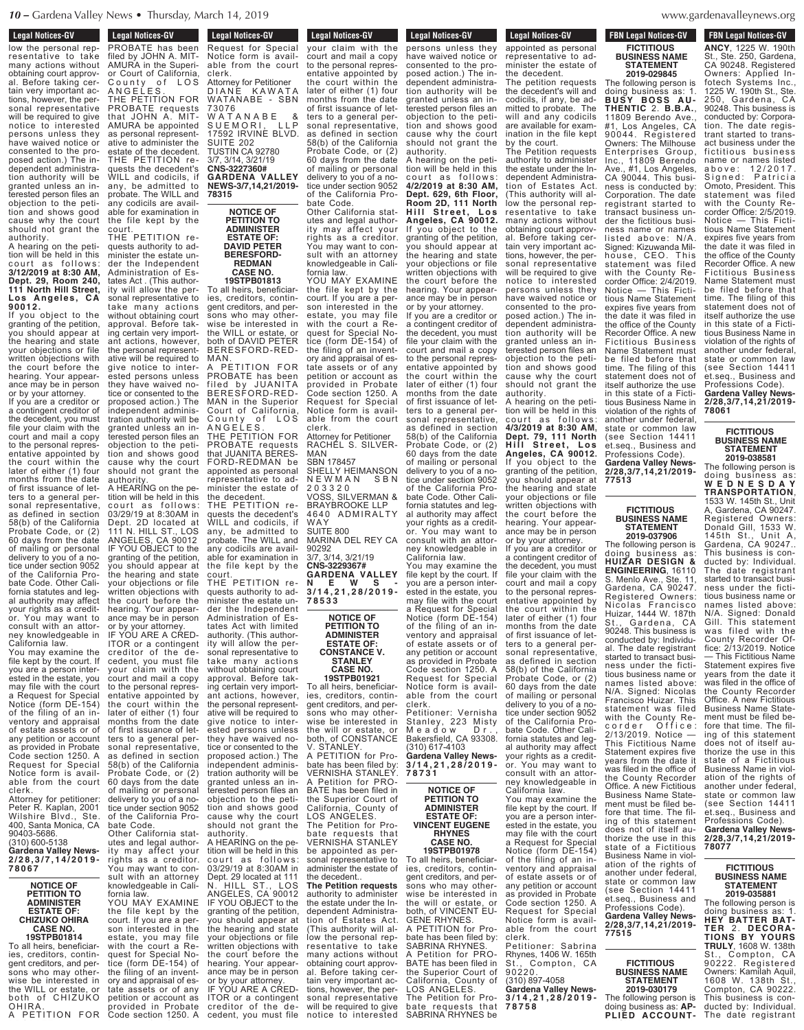low the personal representative to take many actions without obtaining court approval. Before taking certain very important actions, however, the personal representative will be required to give notice to interested persons unless they have waived notice or consented to the proposed action.) The independent administration authority will be granted unless an interested person files an objection to the petition and shows good cause why the court should not grant the authority.

A hearing on the petition will be held in this court as follows: **3/12/2019 at 8:30 AM, Dept. 29, Room 240, 111 North Hill Street, Los Angeles, CA 90012.**

If you object to the granting of the petition, you should appear at the hearing and state your objections or file written objections with the court before the hearing. Your appearance may be in person or by your attorney.

If you are a creditor or a contingent creditor of the decedent, you must file your claim with the court and mail a copy to the personal representative appointed by the court within the later of either (1) four months from the date of first issuance of letters to a general personal representative, as defined in section 58(b) of the California Probate Code, or (2) 60 days from the date of mailing or personal delivery to you of a notice under section 9052 of the California Probate Code. Other California statutes and legal authority may affect your rights as a creditor. You may want to consult with an attorney knowledgeable in California law.

You may examine the file kept by the court. If you are a person interested in the estate, you may file with the court a Request for Special Notice (form DE-154) of the filing of an inventory and appraisal of estate assets or of any petition or account as provided in Probate Code section 1250. A Request for Special Notice form is available from the court clerk.

Attorney for petitioner: Peter R. Kaplan, 2001 Wilshire Blvd., Ste. 400, Santa Monica, CA 90403-5686. (310) 600-5138

**Gardena Valley News-2/28,3/7,14/2019-78067**

## NOTICE OF PETITION TO ADMINISTER ESTATE OF: CHIZUKO OHIRA CASE NO. 19STPB01814

To all heirs, beneficiaries, creditors, contingent creditors, and persons who may otherwise be interested in the WILL or estate, or both of CHIZUKO OHIRA.

A PETITION FOR PROBATE has been filed by JOHN A. MITAMURA in the Superior Court of California, County of LOS ANGELES.

THE PETITION FOR PROBATE requests that JOHN A. MITAMURA be appointed as personal representative to administer the estate of the decedent.

THE PETITION requests the decedent's WILL and codicils, if any, be admitted to probate. The WILL and any codicils are available for examination in the file kept by the court.

THE PETITION requests authority to administer the estate under the Independent Administration of Estates Act . (This authority will allow the personal representative to take many actions without obtaining court approval. Before taking certain very important actions, however, the personal representative will be required to give notice to interested persons unless they have waived notice or consented to the proposed action.) The independent administration authority will be granted unless an interested person files an objection to the petition and shows good cause why the court should not grant the authority.

A HEARING on the petition will be held in this court as follows: 03/29/19 at 8:30AM in Dept. 2D located at 111 N. HILL ST., LOS ANGELES, CA 90012

IF YOU OBJECT to the granting of the petition, you should appear at the hearing and state your objections or file written objections with the court before the hearing. Your appearance may be in person or by your attorney.

IF YOU ARE A CREDITOR or a contingent creditor of the decedent, you must file your claim with the court and mail a copy to the personal representative appointed by the court within the later of either (1) four months from the date of first issuance of letters to a general personal representative, as defined in section 58(b) of the California Probate Code, or (2) 60 days from the date of mailing or personal delivery to you of a notice under section 9052 of the California Probate Code.

Other California statutes and legal authority may affect your rights as a creditor. You may want to consult with an attorney knowledgeable in California law.

YOU MAY EXAMINE the file kept by the court. If you are a person interested in the estate, you may file with the court a Request for Special Notice (form DE-154) of the filing of an inventory and appraisal of estate assets or of any petition or account as provided in Probate Code section 1250. A Request for Special Notice form is available from the court clerk.

Attorney for Petitioner
DIANE KAWATA WATANABE - SBN 73076
WATANABE & SUEMORI, LLP
17592 IRVINE BLVD. SUITE 202
TUSTIN CA 92780
3/7, 3/14, 3/21/19
CNS-3227360#
**GARDENA VALLEY NEWS-3/7,14,21/2019-78315**

## NOTICE OF PETITION TO ADMINISTER ESTATE OF: DAVID PETER BERESFORD-REDMAN CASE NO. 19STPB01813

To all heirs, beneficiaries, creditors, contingent creditors, and persons who may otherwise be interested in the WILL or estate, or both of DAVID PETER BERESFORD-REDMAN.

A PETITION FOR PROBATE has been filed by JUANITA BERESFORD-REDMAN in the Superior Court of California, County of LOS ANGELES.

THE PETITION FOR PROBATE requests that JUANITA BERESFORD-REDMAN be appointed as personal representative to administer the estate of the decedent.

THE PETITION requests the decedent's WILL and codicils, if any, be admitted to probate. The WILL and any codicils are available for examination in the file kept by the court.

THE PETITION requests authority to administer the estate under the Independent Administration of Estates Act with limited authority. (This authority will allow the personal representative to take many actions without obtaining court approval. Before taking certain very important actions, however, the personal representative will be required to give notice to interested persons unless they have waived notice or consented to the proposed action.) The independent administration authority will be granted unless an interested person files an objection to the petition and shows good cause why the court should not grant the authority.

A HEARING on the petition will be held in this court as follows: 03/29/19 at 8:30AM in Dept. 29 located at 111 N. HILL ST., LOS ANGELES, CA 90012

IF YOU OBJECT to the granting of the petition, you should appear at the hearing and state your objections or file written objections with the court before the hearing. Your appearance may be in person or by your attorney.

IF YOU ARE A CREDITOR or a contingent creditor of the decedent, you must file your claim with the court and mail a copy to the personal representative appointed by the court within the later of either (1) four months from the date of first issuance of letters to a general personal representative, as defined in section 58(b) of the California Probate Code, or (2) 60 days from the date of mailing or personal delivery to you of a notice under section 9052 of the California Probate Code.

Other California statutes and legal authority may affect your rights as a creditor. You may want to consult with an attorney knowledgeable in California law.

YOU MAY EXAMINE the file kept by the court. If you are a person interested in the estate, you may file with the court a Request for Special Notice (form DE-154) of the filing of an inventory and appraisal of estate assets or of any petition or account as provided in Probate Code section 1250. A Request for Special Notice form is available from the court clerk.

Attorney for Petitioner
RACHEL S. SILVERMAN
SBN 178457
SHELLY HEIMANSON NEWMAN SBN 203320
VOSS, SILVERMAN & BRAYBROOKE LLP
4640 ADMIRALTY WAY
SUITE 800
MARINA DEL REY CA 90292
3/7, 3/14, 3/21/19
CNS-3229367#
**GARDENA VALLEY NEWS-3/14,21,28/2019-78533**

## NOTICE OF PETITION TO ADMINISTER ESTATE OF: CONSTANCE V. STANLEY CASE NO. 19STPB01921

To all heirs, beneficiaries, creditors, contingent creditors, and persons who may otherwise be interested in the will or estate, or both, of CONSTANCE V. STANLEY.

A PETITION for Probate has been filed by: VERNISHA STANLEY.

A Petition for PROBATE has been filed in the Superior Court of California, County of LOS ANGELES.

The Petition for Probate requests that VERNISHA STANLEY be appointed as personal representative to administer the estate of the decedent..

**The Petition requests** authority to administer the estate under the Independent Administration of Estates Act. (This authority will allow the personal representative to take many actions without obtaining court approval. Before taking certain very important actions, however, the personal representative will be required to give notice to interested persons unless they have waived notice or consented to the proposed action.) The independent administration authority will be granted unless an interested person files an objection to the petition and shows good cause why the court should not grant the authority.

A hearing on the petition will be held in this court as follows: **4/2/2019 at 8:30 AM, Dept. 629, 6th Floor, Room 2D, 111 North Hill Street, Los Angeles, CA 90012.** If you object to the granting of the petition, you should appear at the hearing and state your objections or file written objections with the court before the hearing. Your appearance may be in person or by your attorney.

If you are a creditor or a contingent creditor of the decedent, you must file your claim with the court and mail a copy to the personal representative appointed by the court within the later of either (1) four months from the date of first issuance of letters to a general personal representative, as defined in section 58(b) of the California Probate Code, or (2) 60 days from the date of mailing or personal delivery to you of a notice under section 9052 of the California Probate Code. Other California statutes and legal authority may affect your rights as a creditor. You may want to consult with an attorney knowledgeable in California law.

You may examine the file kept by the court. If you are a person interested in the estate, you may file with the court a Request for Special Notice (form DE-154) of the filing of an inventory and appraisal of estate assets or of any petition or account as provided in Probate Code section 1250. A Request for Special Notice form is available from the court clerk.

Petitioner: Vernisha Stanley, 223 Misty Meadow Dr., Bakersfield, CA 93308. (310) 617-4103

**Gardena Valley News-3/14,21,28/2019-78731**

## NOTICE OF PETITION TO ADMINISTER ESTATE OF: VINCENT EUGENE RHYNES CASE NO. 19STPB01978

To all heirs, beneficiaries, creditors, contingent creditors, and persons who may otherwise be interested in the will or estate, or both, of VINCENT EUGENE RHYNES.

A PETITION for Probate has been filed by: SABRINA RHYNES.

A Petition for PROBATE has been filed in the Superior Court of California, County of LOS ANGELES.

The Petition for Probate requests that SABRINA RHYNES be appointed as personal representative to administer the estate of the decedent.

The petition requests the decedent's will and codicils, if any, be admitted to probate. The will and any codicils are available for examination in the file kept by the court.

The Petition requests authority to administer the estate under the Independent Administration of Estates Act. (This authority will allow the personal representative to take many actions without obtaining court approval. Before taking certain very important actions, however, the personal representative will be required to give notice to interested persons unless they have waived notice or consented to the proposed action.) The independent administration authority will be granted unless an interested person files an objection to the petition and shows good cause why the court should not grant the authority.

A hearing on the petition will be held in this court as follows: **4/3/2019 at 8:30 AM, Dept. 79, 111 North Hill Street, Los Angeles, CA 90012.** If you object to the granting of the petition, you should appear at the hearing and state your objections or file written objections with the court before the hearing. Your appearance may be in person or by your attorney.

If you are a creditor or a contingent creditor of the decedent, you must file your claim with the court and mail a copy to the personal representative appointed by the court within the later of either (1) four months from the date of first issuance of letters to a general personal representative, as defined in section 58(b) of the California Probate Code, or (2) 60 days from the date of mailing or personal delivery to you of a notice under section 9052 of the California Probate Code. Other California statutes and legal authority may affect your rights as a creditor. You may want to consult with an attorney knowledgeable in California law.

You may examine the file kept by the court. If you are a person interested in the estate, you may file with the court a Request for Special Notice (form DE-154) of the filing of an inventory and appraisal of estate assets or of any petition or account as provided in Probate Code section 1250. A Request for Special Notice form is available from the court clerk.

Petitioner: Sabrina Rhynes, 1406 W. 165th St., Compton, CA 90220. (310) 897-4058

**Gardena Valley News-3/14,21,28/2019-78758**

## FICTITIOUS BUSINESS NAME STATEMENT 2019-029845

The following person is doing business as: 1. **BUSY BOSS AUTHENTIC** 2. **B.B.A.**, 11809 Berendo Ave., #1, Los Angeles, CA 90044. Registered Owners: The Milhouse Enterprises Group, Inc., 11809 Berendo Ave., #1, Los Angeles, CA 90044. This business is conducted by: Corporation. The date registrant started to transact business under the fictitious business name or names listed above: N/A. Signed: Kizuwanda Milhouse, CEO. This statement was filed with the County Recorder Office: 2/4/2019. Notice — This Fictitious Name Statement expires five years from the date it was filed in the office of the County Recorder Office. A new Fictitious Business Name Statement must be filed before that time. The filing of this statement does not of itself authorize the use in this state of a Fictitious Business Name in violation of the rights of another under federal, state or common law (see Section 14411 et.seq., Business and Professions Code).

**Gardena Valley News-2/28,3/7,14,21/2019-77513**

## FICTITIOUS BUSINESS NAME STATEMENT 2019-037906

The following person is doing business as: **HUIZAR DESIGN & ENGINEERING**, 16110 S. Menlo Ave., Ste. 11, Gardena, CA 90247. Registered Owners: Nicolas Francisco Huizar, 1444 W. 187th St., Gardena, CA 90248. This business is conducted by: Individual. The date registrant started to transact business under the fictitious business name or names listed above: N/A. Signed: Nicolas Francisco Huizar. This statement was filed with the County Recorder Office: 2/13/2019. Notice — This Fictitious Name Statement expires five years from the date it was filed in the office of the County Recorder Office. A new Fictitious Business Name Statement must be filed before that time. The filing of this statement does not of itself authorize the use in this state of a Fictitious Business Name in violation of the rights of another under federal, state or common law (see Section 14411 et.seq., Business and Professions Code).

**Gardena Valley News-2/28,3/7,14,21/2019-77515**

## FICTITIOUS BUSINESS NAME STATEMENT 2019-030179

The following person is doing business as: **APPLIED ACCOUNTANCY**, 1225 W. 190th St., Ste. 250, Gardena, CA 90248. Registered Owners: Applied Infotech Systems Inc., 1225 W. 190th St., Ste. 250, Gardena, CA 90248. This business is conducted by: Corporation. The date registrant started to transact business under the fictitious business name or names listed above: 12/2017. Signed: Patricia Omoto, President. This statement was filed with the County Recorder Office: 2/5/2019. Notice — This Fictitious Name Statement expires five years from the date it was filed in the office of the County Recorder Office. A new Fictitious Business Name Statement must be filed before that time. The filing of this statement does not of itself authorize the use in this state of a Fictitious Business Name in violation of the rights of another under federal, state or common law (see Section 14411 et.seq., Business and Professions Code).

**Gardena Valley News-2/28,3/7,14,21/2019-78061**

## FICTITIOUS BUSINESS NAME STATEMENT 2019-038581

The following person is doing business as: **WEDNESDAY TRANSPORTATION**, 1533 W. 145th St., Unit A, Gardena, CA 90247. Registered Owners: Donald Gill, 1533 W. 145th St., Unit A, Gardena, CA 90247.. This business is conducted by: Individual. The date registrant started to transact business under the fictitious business name or names listed above: N/A. Signed: Donald Gill. This statement was filed with the County Recorder Office: 2/13/2019. Notice — This Fictitious Name Statement expires five years from the date it was filed in the office of the County Recorder Office. A new Fictitious Business Name Statement must be filed before that time. The filing of this statement does not of itself authorize the use in this state of a Fictitious Business Name in violation of the rights of another under federal, state or common law (see Section 14411 et.seq., Business and Professions Code).

**Gardena Valley News-2/28,3/7,14,21/2019-78077**

## FICTITIOUS BUSINESS NAME STATEMENT 2019-035881

The following person is doing business as: 1. **HEY BATTER BATTER** 2. **DECORATIONS BY YOURS TRULY**, 1608 W. 138th St., Compton, CA 90222. Registered Owners: Kamilah Aquil, 1608 W. 138th St., Compton, CA 90222. This business is conducted by: Individual. The date registrant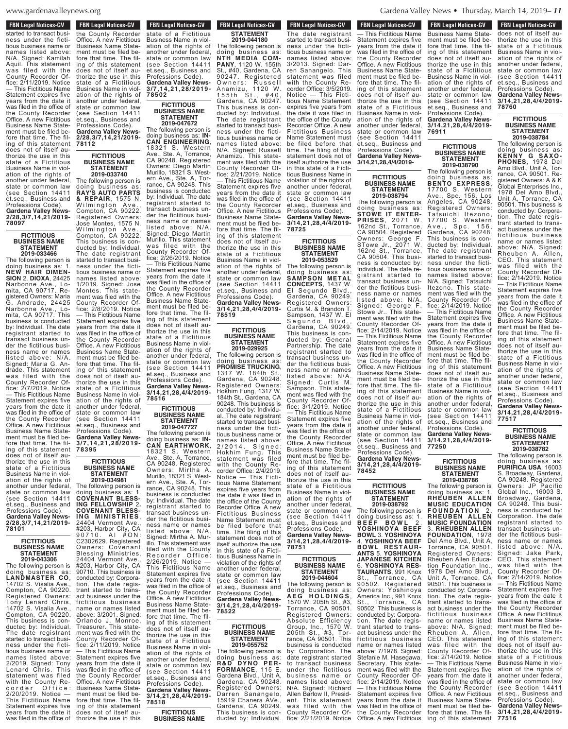started to transact business under the fictitious business name or names listed above: N/A. Signed: Kamilah Aquil. This statement was filed with the County Recorder Office: 2/11/2019. Notice — This Fictitious Name Statement expires five years from the date it was filed in the office of the County Recorder Office. A new Fictitious Business Name Statement must be filed before that time. The filing of this statement does not of itself authorize the use in this state of a Fictitious Business Name in violation of the rights of another under federal, state or common law (see Section 14411 et.seq., Business and Professions Code).
**Gardena Valley News-2/28,3/7,14,21/2019-78097**

**FICTITIOUS BUSINESS NAME STATEMENT 2019-033466**

The following person is doing business as: 1. **NEW HAIR DIMENSION** 2. **DIOXA**, 24425 Narbonne Ave., Lomita, CA 90717. Registered Owners: Maria G. Andrade, 24425 Narbonne Ave., Lomita, CA 90717. This business is conducted by: Individual. The date registrant started to transact business under the fictitious business name or names listed above: N/A. Signed: Maria G. Andrade. This statement was filed with the County Recorder Office: 2/7/2019. Notice — This Fictitious Name Statement expires five years from the date it was filed in the office of the County Recorder Office. A new Fictitious Business Name Statement must be filed before that time. The filing of this statement does not of itself authorize the use in this state of a Fictitious Business Name in violation of the rights of another under federal, state or common law (see Section 14411 et.seq., Business and Professions Code).
**Gardena Valley News-2/28,3/7,14,21/2019-78101**

**FICTITIOUS BUSINESS NAME STATEMENT 2019-043306**

The following person is doing business as: **LANDMASTER CO**, 14702 S. Visalia Ave, Compton, CA 90220. Registered Owners: Tony Lenard Chris, 14702 S. Visalia Ave., Compton, CA 90220. This business is conducted by: Individual. The date registrant started to transact business under the fictitious business name or names listed above: 2/2019. Signed: Tony Lenard Chris. This statement was filed with the County Recorder Office: 2/20/2019. Notice — This Fictitious Name Statement expires five years from the date it was filed in the office of the County Recorder Office. A new Fictitious Business Name Statement must be filed before that time. The filing of this statement does not of itself authorize the use in this state of a Fictitious Business Name in violation of the rights of another under federal, state or common law (see Section 14411 et.seq., Business and Professions Code).
**Gardena Valley News-2/28,3/7,14,21/2019-78112**

**FICTITIOUS BUSINESS NAME STATEMENT 2019-033740**

The following person is doing business as: **RAY'S AUTO PARTS & REPAIR**, 1575 N. Wilmington Ave., Compton, CA 90222. Registered Owners: Jose Montes, 1575 N. Wilmington Ave., Compton, CA 90222. This business is conducted by: Individual. The date registrant started to transact business under the fictitious business name or names listed above: 1/2019. Signed: Jose Montes. This statement was filed with the County Recorder Office: 2/8/2019. Notice — This Fictitious Name Statement expires five years from the date it was filed in the office of the County Recorder Office. A new Fictitious Business Name Statement must be filed before that time. The filing of this statement does not of itself authorize the use in this state of a Fictitious Business Name in violation of the rights of another under federal, state or common law (see Section 14411 et.seq., Business and Professions Code).
**Gardena Valley News-3/7,14,21,28/2019-78395**

**FICTITIOUS BUSINESS NAME STATEMENT 2019-034981**

The following person is doing business as: 1. **COVENANT BLESSING FELLOWSHIP** 2. **COVENANT BLESSING MINISTRIES**, 24404 Vermont Ave., #203, Harbor City, CA 90710. AI #ON: C2302629. Registered Owners: Covenant Blessing Ministries, 24404 Vermont Ave., #203, Harbor City, CA 90710. This business is conducted by: Corporation. The date registrant started to transact business under the fictitious business name or names listed above: 3/2001. Signed: Orlando J. Monroe, Treasurer. This statement was filed with the County Recorder Office: 2/11/2019. Notice — This Fictitious Name Statement expires five years from the date it was filed in the office of the County Recorder Office. A new Fictitious Business Name Statement must be filed before that time. The filing of this statement does not of itself authorize the use in this state of a Fictitious Business Name in violation of the rights of another under federal, state or common law (see Section 14411 et.seq., Business and Professions Code).
**Gardena Valley News-3/7,14,21,28/2019-78502**

**FICTITIOUS BUSINESS NAME STATEMENT 2019-047672**

The following person is doing business as: **INCAN ENGINEERING**, 18321 S. Western Ave., Ste. A, Torrance, CA 90248. Registered Owners: Diego Martin Murillo, 18321 S. Western Ave., Ste. A, Torrance, CA 90248. This business is conducted by: Individual. The date registrant started to transact business under the fictitious business name or names listed above: N/A. Signed: Diego Martin Murillo. This statement was filed with the County Recorder Office: 2/26/2019. Notice — This Fictitious Name Statement expires five years from the date it was filed in the office of the County Recorder Office. A new Fictitious Business Name Statement must be filed before that time. The filing of this statement does not of itself authorize the use in this state of a Fictitious Business Name in violation of the rights of another under federal, state or common law (see Section 14411 et.seq., Business and Professions Code).
**Gardena Valley News-3/14,21,28,4/4/2019-78516**

**FICTITIOUS BUSINESS NAME STATEMENT 2019-047727**

The following person is doing business as: **INCAN EARTHWORK**, 18321 S. Western Ave., Ste. A, Torrance, CA 90248. Registered Owners: Mirtha A. Murillo, 18321 S. Western Ave., Ste. A, Torrance, CA 90248. This business is conducted by: Individual. The date registrant started to transact business under the fictitious business name or names listed above: N/A. Signed: Mirtha A. Murillo. This statement was filed with the County Recorder Office: 2/26/2019. Notice — This Fictitious Name Statement expires five years from the date it was filed in the office of the County Recorder Office. A new Fictitious Business Name Statement must be filed before that time. The filing of this statement does not of itself authorize the use in this state of a Fictitious Business Name in violation of the rights of another under federal, state or common law (see Section 14411 et.seq., Business and Professions Code).
**Gardena Valley News-3/14,21,28,4/4/2019-78518**

**FICTITIOUS BUSINESS NAME STATEMENT 2019-044180**

The following person is doing business as: **NTH MEDIA COMPANY**, 1120 W. 155th St., #40, Gardena, CA 90247. Registered Owners: Russell Anamizu, 1120 W. 155th St., #40, Gardena, CA 90247. This business is conducted by: Individual. The date registrant started to transact business under the fictitious business name or names listed above: N/A. Signed: Russell Anamizu. This statement was filed with the County Recorder Office: 2/21/2019. Notice — This Fictitious Name Statement expires five years from the date it was filed in the office of the County Recorder Office. A new Fictitious Business Name Statement must be filed before that time. The filing of this statement does not of itself authorize the use in this state of a Fictitious Business Name in violation of the rights of another under federal, state or common law (see Section 14411 et.seq., Business and Professions Code).
**Gardena Valley News-3/14,21,28,4/4/2019-78519**

**FICTITIOUS BUSINESS NAME STATEMENT 2019-029925**

The following person is doing business as: **PROMISE TRUCKING**, 1317 W. 184th St., Gardena, CA 90248. Registered Owners: Hokhim Fung, 1317 W. 184th St., Gardena, CA 90248. This business is conducted by: Individual. The date registrant started to transact business under the fictitious business name or names listed above: 2/2014. Signed: Hokhim Fung. This statement was filed with the County Recorder Office: 2/4/2019. Notice — This Fictitious Name Statement expires five years from the date it was filed in the office of the County Recorder Office. A new Fictitious Business Name Statement must be filed before that time. The filing of this statement does not of itself authorize the use in this state of a Fictitious Business Name in violation of the rights of another under federal, state or common law (see Section 14411 et.seq., Business and Professions Code).
**Gardena Valley News-3/14,21,28,4/4/2019-78522**

**FICTITIOUS BUSINESS NAME STATEMENT 2019-055752**

The following person is doing business as: **R&D DYNO PERFORMANCE**, 115 E. Gardena Blvd., Unit A, Gardena, CA 90248. Registered Owners: Darren Sanangelo, 15919 Chanera Ave., Gardena, CA 90249. This business is conducted by: Individual. The date registrant started to transact business under the fictitious business name or names listed above: 3/2013. Signed: Darren Sanangelo. This statement was filed with the County Recorder Office: 3/5/2019. Notice — This Fictitious Name Statement expires five years from the date it was filed in the office of the County Recorder Office. A new Fictitious Business Name Statement must be filed before that time. The filing of this statement does not of itself authorize the use in this state of a Fictitious Business Name in violation of the rights of another under federal, state or common law (see Section 14411 et.seq., Business and Professions Code).
**Gardena Valley News-3/14,21,28,4/4/2019-78725**

**FICTITIOUS BUSINESS NAME STATEMENT 2019-053529**

The following person is doing business as: **SAMPSON METAL CONCEPTS**, 1437 W. El Segundo Blvd., Gardena, CA 90249. Registered Owners: Curtis M. & Brandon T. Sampson, 1437 W. El Segundo Blvd., Gardena, CA 90249. This business is conducted by: General Partnership. The date registrant started to transact business under the fictitious business name or names listed above: N/A. Signed: Curtis M. Sampson. This statement was filed with the County Recorder Office: 3/1/2019. Notice — This Fictitious Name Statement expires five years from the date it was filed in the office of the County Recorder Office. A new Fictitious Business Name Statement must be filed before that time. The filing of this statement does not of itself authorize the use in this state of a Fictitious Business Name in violation of the rights of another under federal, state or common law (see Section 14411 et.seq., Business and Professions Code).
**Gardena Valley News-3/14,21,28,4/4/2019-78751**

**FICTITIOUS BUSINESS NAME STATEMENT 2019-044604**

The following person is doing business as: **AEG HOLDINGS**, 1570 W. 205th St., #3, Torrance, CA 90501. Registered Owners: Absolute Efficiency Group, Inc., 1570 W. 205th St., #3, Torrance, CA 90501. This business is conducted by: Corporation. The date registrant started to transact business under the fictitious business name or names listed above: N/A. Signed: Richard Allen Barlow II, President. This statement was filed with the County Recorder Office: 2/21/2019. Notice — This Fictitious Name Statement expires five years from the date it was filed in the office of the County Recorder Office. A new Fictitious Business Name Statement must be filed before that time. The filing of this statement does not of itself authorize the use in this state of a Fictitious Business Name in violation of the rights of another under federal, state or common law (see Section 14411 et.seq., Business and Professions Code).
**Gardena Valley News-3/14,21,28,4/4/2019-78452**

**FICTITIOUS BUSINESS NAME STATEMENT 2019-038794**

The following person is doing business as: **STOWE IT ENTERPRISES**, 2071 W. 162nd St., Torrance, CA 90504. Registered Owners: George F. STowe Jr., 2071 W. 162nd St., Torrance, CA 90504. This business is conducted by: Individual. The date registrant started to transact business under the fictitious business name or names listed above: N/A. Signed: George F. Stowe Jr.. This statement was filed with the County Recorder Office: 2/14/2019. Notice — This Fictitious Name Statement expires five years from the date it was filed in the office of the County Recorder Office. A new Fictitious Business Name Statement must be filed before that time. The filing of this statement does not of itself authorize the use in this state of a Fictitious Business Name in violation of the rights of another under federal, state or common law (see Section 14411 et.seq., Business and Professions Code).
**Gardena Valley News-3/14,21,28,4/4/2019-78452**

**FICTITIOUS BUSINESS NAME STATEMENT 2019-038792**

The following person is doing business as: 1. **BEEF BOWL** 2. **YOSHINOYA BEEF BOWL** 3. **YOSHINOYA** 4. **YOSHINOYA BEEF BOWL RESTAURANTS** 5. **YOSHINOYA JAPANESE KITCHEN** 6. **YOSHINOYA RESTAURANTS**, 991 Knox St., Torrance, CA 90502. Registered Owners: Yoshinoya America Inc., 991 Knox St., Torrance, CA 90502 This business is conducted by: Corporation. The date registrant started to transact business under the fictitious business name or names listed above: 7/1978. Signed: Stefanie M. Hasegawa, Secretary. This statement was filed with the County Recorder Office: 2/14/2019. Notice — This Fictitious Name Statement expires five years from the date it was filed in the office of the County Recorder Office. A new Fictitious Business Name Statement must be filed before that time. The filing of this statement does not of itself authorize the use in this state of a Fictitious Business Name in violation of the rights of another under federal, state or common law (see Section 14411 et.seq., Business and Professions Code).
**Gardena Valley News-3/14,21,28,4/4/2019-76911**

**FICTITIOUS BUSINESS NAME STATEMENT 2019-038790**

The following person is doing business as: **BENTO EXPRESS**, 17700 S. Western Ave., Spc. 156, Los Angeles, CA 90248. Registered Owners: Tatsuichi Itezono, 17700 S. Western Ave., Spc. 156, Gardena, CA 90248. This business is conducted by: Individual. The date registrant started to transact business under the fictitious business name or names listed above: N/A. Signed: Tatsuichi Itezono. This statement was filed with the County Recorder Office: 2/14/2019. Notice — This Fictitious Name Statement expires five years from the date it was filed in the office of the County Recorder Office. A new Fictitious Business Name Statement must be filed before that time. The filing of this statement does not of itself authorize the use in this state of a Fictitious Business Name in violation of the rights of another under federal, state or common law (see Section 14411 et.seq., Business and Professions Code).
**Gardena Valley News-3/14,21,28,4/4/2019-77250**

**FICTITIOUS BUSINESS NAME STATEMENT 2019-038786**

The following person is doing business as: 1. **RHEUBEN ALLEN MUSIC EDUCATION FOUNDATION** 2. **RHEUBEN ALLEN MUSIC FOUNDATION** 3. **RHEUBEN ALLEN FOUNDATION**, 1978 Del Amo Blvd., Unit A, Torrance, CA 90501. Registered Owners: Rheuben Allen Education Foundation Inc., 1978 Del Amo Blvd., Unit A, Torrance, CA 90501. This business is conducted by: Corporation. The date registrant started to transact business under the fictitious business name or names listed above: N/A. Signed: Rheuben A. Allen, CEO. This statement was filed with the County Recorder Office: 2/14/2019. Notice — This Fictitious Name Statement expires five years from the date it was filed in the office of the County Recorder Office. A new Fictitious Business Name Statement must be filed before that time. The filing of this statement does not of itself authorize the use in this state of a Fictitious Business Name in violation of the rights of another under federal, state or common law (see Section 14411 et.seq., Business and Professions Code).
**Gardena Valley News-3/14,21,28,4/4/2019-78760**

**FICTITIOUS BUSINESS NAME STATEMENT 2019-038784**

The following person is doing business as: **KENNY G SAXOPHONES**, 1978 Del Amo Blvd., Unit A, Torrance, CA 90501. Registered Owners: A & K Global Enterprises Inc., 1978 Del Amo Blvd., Unit A, Torrance, CA 90501. This business is conducted by: Corporation. The date registrant started to transact business under the fictitious business name or names listed above: N/A. Signed: Rheuben A. Allen, CEO. This statement was filed with the County Recorder Office: 2/14/2019. Notice — This Fictitious Name Statement expires five years from the date it was filed in the office of the County Recorder Office. A new Fictitious Business Name Statement must be filed before that time. The filing of this statement does not of itself authorize the use in this state of a Fictitious Business Name in violation of the rights of another under federal, state or common law (see Section 14411 et.seq., Business and Professions Code).
**Gardena Valley News-3/14,21,28,4/4/2019-77517**

**FICTITIOUS BUSINESS NAME STATEMENT 2019-038782**

The following person is doing business as: **PURIFICA USA**, 16003 S. Broadway, Gardena, CA 90248. Registered Owners: JP Pacific Global Inc., 16003 S. Broadway, Gardena, CA 90248. This business is conducted by: Corporation. The date registrant started to transact business under the fictitious business name or names listed above: N/A. Signed: Jake Park, CEO. This statement was filed with the County Recorder Office: 2/14/2019. Notice — This Fictitious Name Statement expires five years from the date it was filed in the office of the County Recorder Office. A new Fictitious Business Name Statement must be filed before that time. The filing of this statement does not of itself authorize the use in this state of a Fictitious Business Name in violation of the rights of another under federal, state or common law (see Section 14411 et.seq., Business and Professions Code).
**Gardena Valley News-3/14,21,28,4/4/2019-77516**